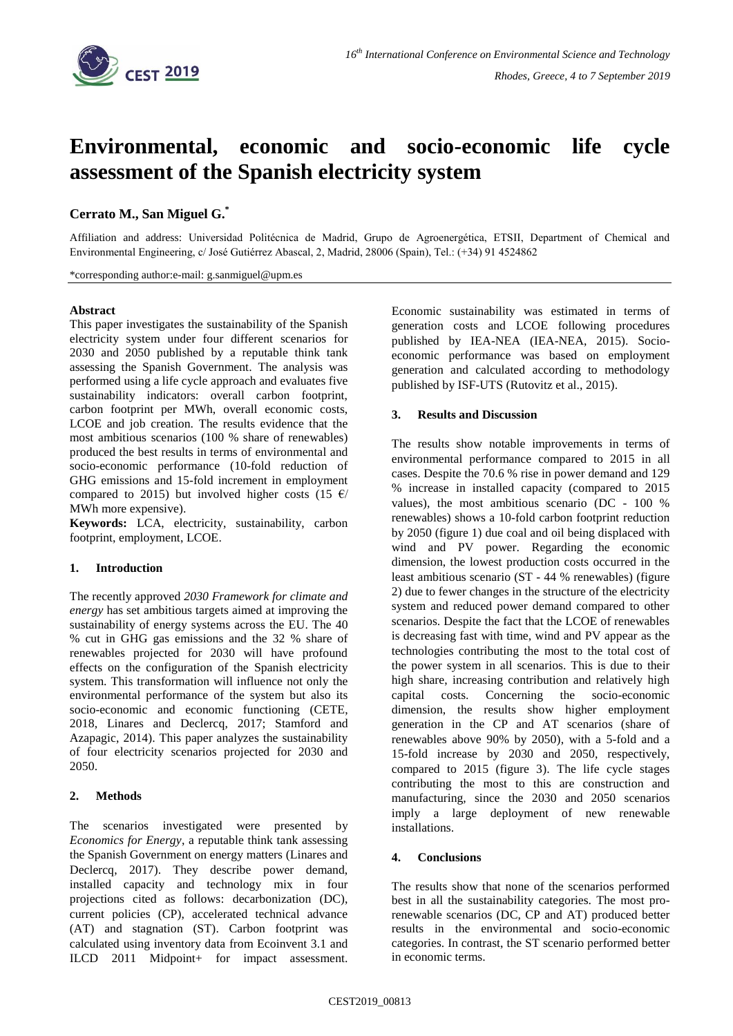# Environmental, economic and socio-economic life cycle assessment of the Spanish electricity system

**Cerrato M., San Miguel G.***

Affiliation and address: Universidad Politécnica de Madrid, Grupo de Agroenergética, ETSII, Department of Chemical and Environmental Engineering, c/ José Gutiérrez Abascal, 2, Madrid, 28006 (Spain), Tel.: (+34) 91 4524862

*corresponding author:e-mail: g.sanmiguel@upm.es

**Abstract**

This paper investigates the sustainability of the Spanish electricity system under four different scenarios for 2030 and 2050 published by a reputable think tank assessing the Spanish Government. The analysis was performed using a life cycle approach and evaluates five sustainability indicators: overall carbon footprint, carbon footprint per MWh, overall economic costs, LCOE and job creation. The results evidence that the most ambitious scenarios (100 % share of renewables) produced the best results in terms of environmental and socio-economic performance (10-fold reduction of GHG emissions and 15-fold increment in employment compared to 2015) but involved higher costs (15 €/ MWh more expensive).

**Keywords:** LCA, electricity, sustainability, carbon footprint, employment, LCOE.

## 1. Introduction

The recently approved *2030 Framework for climate and energy* has set ambitious targets aimed at improving the sustainability of energy systems across the EU. The 40 % cut in GHG gas emissions and the 32 % share of renewables projected for 2030 will have profound effects on the configuration of the Spanish electricity system. This transformation will influence not only the environmental performance of the system but also its socio-economic and economic functioning (CETE, 2018, Linares and Declercq, 2017; Stamford and Azapagic, 2014). This paper analyzes the sustainability of four electricity scenarios projected for 2030 and 2050.

## 2. Methods

The scenarios investigated were presented by *Economics for Energy*, a reputable think tank assessing the Spanish Government on energy matters (Linares and Declercq, 2017). They describe power demand, installed capacity and technology mix in four projections cited as follows: decarbonization (DC), current policies (CP), accelerated technical advance (AT) and stagnation (ST). Carbon footprint was calculated using inventory data from Ecoinvent 3.1 and ILCD 2011 Midpoint+ for impact assessment. Economic sustainability was estimated in terms of generation costs and LCOE following procedures published by IEA-NEA (IEA-NEA, 2015). Socio-economic performance was based on employment generation and calculated according to methodology published by ISF-UTS (Rutovitz et al., 2015).

## 3. Results and Discussion

The results show notable improvements in terms of environmental performance compared to 2015 in all cases. Despite the 70.6 % rise in power demand and 129 % increase in installed capacity (compared to 2015 values), the most ambitious scenario (DC - 100 % renewables) shows a 10-fold carbon footprint reduction by 2050 (figure 1) due coal and oil being displaced with wind and PV power. Regarding the economic dimension, the lowest production costs occurred in the least ambitious scenario (ST - 44 % renewables) (figure 2) due to fewer changes in the structure of the electricity system and reduced power demand compared to other scenarios. Despite the fact that the LCOE of renewables is decreasing fast with time, wind and PV appear as the technologies contributing the most to the total cost of the power system in all scenarios. This is due to their high share, increasing contribution and relatively high capital costs. Concerning the socio-economic dimension, the results show higher employment generation in the CP and AT scenarios (share of renewables above 90% by 2050), with a 5-fold and a 15-fold increase by 2030 and 2050, respectively, compared to 2015 (figure 3). The life cycle stages contributing the most to this are construction and manufacturing, since the 2030 and 2050 scenarios imply a large deployment of new renewable installations.

## 4. Conclusions

The results show that none of the scenarios performed best in all the sustainability categories. The most pro-renewable scenarios (DC, CP and AT) produced better results in the environmental and socio-economic categories. In contrast, the ST scenario performed better in economic terms.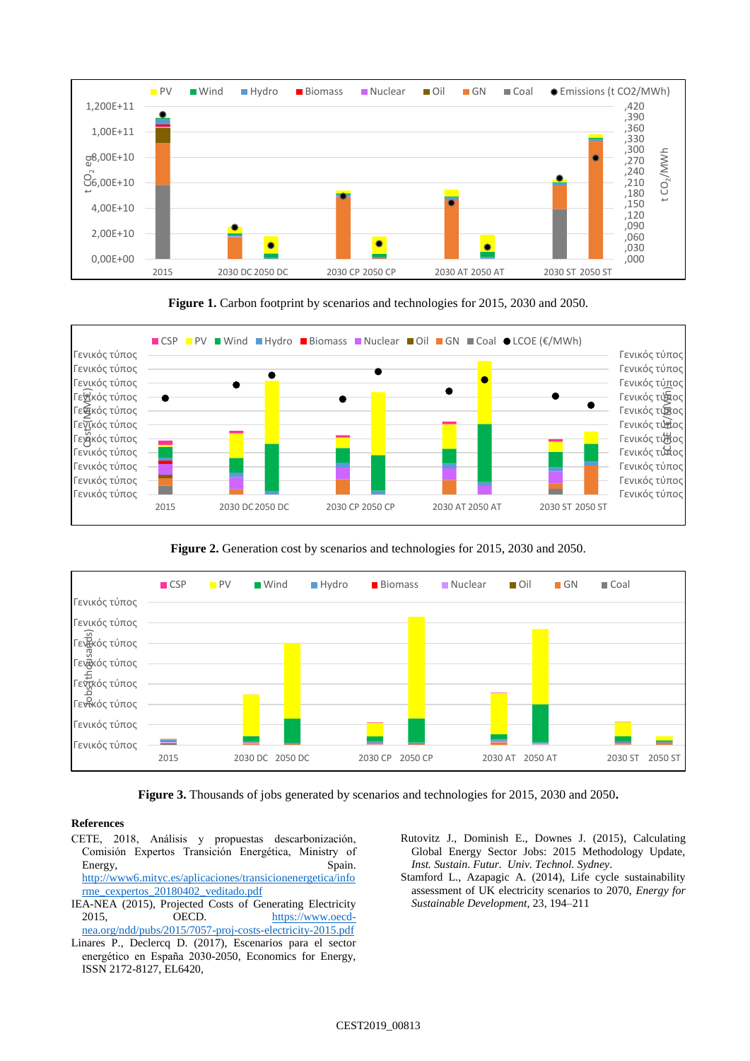PV Wind Hydro Biomass Nuclear Oil GN Coal Emissions (t CO2/MWh)

1,200E+11
1,00E+11
8,00E+10
6,00E+10
4,00E+10
2,00E+10
0,00E+00

t $CO_2$ eq

,420
,390
,360
,330
,300
,270
,240
,210
,180
,150
,120
,090
,060
,030
,000

t $CO_2$/MWh

2015 2030 DC 2050 DC 2030 CP 2050 CP 2030 AT 2050 AT 2030 ST 2050 ST

**Figure 1.** Carbon footprint by scenarios and technologies for 2015, 2030 and 2050.

CSP PV Wind Hydro Biomass Nuclear Oil GN Coal LCOE (€/MWh)

Costs (M€)

LCOE (€/MWh)

2015 2030 DC 2050 DC 2030 CP 2050 CP 2030 AT 2050 AT 2030 ST 2050 ST

**Figure 2.** Generation cost by scenarios and technologies for 2015, 2030 and 2050.

CSP PV Wind Hydro Biomass Nuclear Oil GN Coal

Jobs (thousands)

2015 2030 DC 2050 DC 2030 CP 2050 CP 2030 AT 2050 AT 2030 ST 2050 ST

**Figure 3.** Thousands of jobs generated by scenarios and technologies for 2015, 2030 and 2050.

**References**

CETE, 2018, Análisis y propuestas descarbonización, Comisión Expertos Transición Energética, Ministry of Energy, Spain. http://www6.mityc.es/aplicaciones/transicionenergetica/informe_cexpertos_20180402_veditado.pdf

IEA-NEA (2015), Projected Costs of Generating Electricity 2015, OECD. https://www.oecd-nea.org/ndd/pubs/2015/7057-proj-costs-electricity-2015.pdf

Linares P., Declercq D. (2017), Escenarios para el sector energético en España 2030-2050, Economics for Energy, ISSN 2172-8127, EL6420,

Rutovitz J., Dominish E., Downes J. (2015), Calculating Global Energy Sector Jobs: 2015 Methodology Update, *Inst. Sustain. Futur. Univ. Technol. Sydney*.

Stamford L., Azapagic A. (2014), Life cycle sustainability assessment of UK electricity scenarios to 2070, *Energy for Sustainable Development*, 23, 194–211